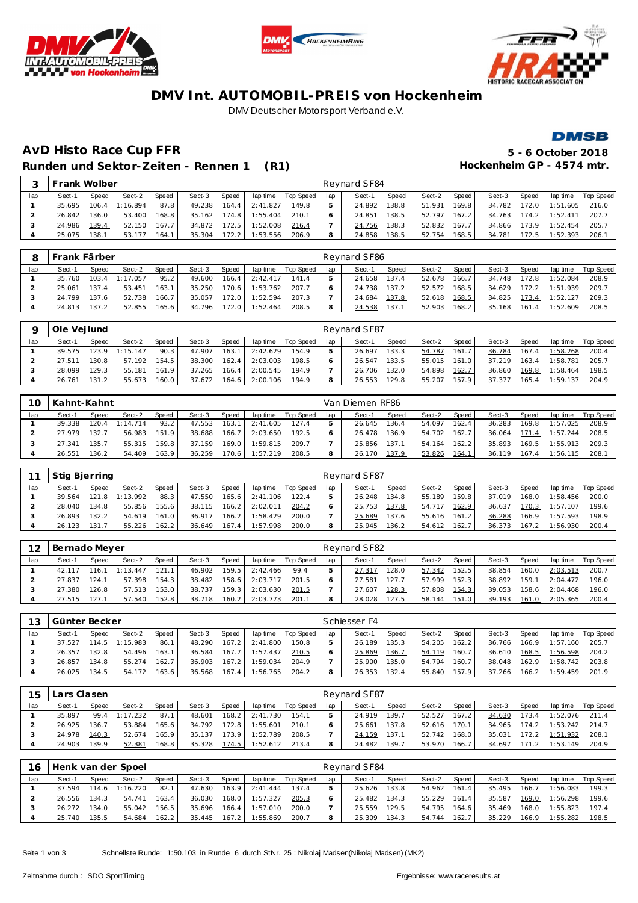# DMV Int. AUTOMOBIL-PREIS von Hockenheim

DMV Deutscher Motorsport Verband e.V.

## AvD Histo Race Cup FFR

**5 - 6 October 2018**

### Runden und Sektor-Zeiten - Rennen 1 (R1)

**Hockenheim GP - 4574 mtr.**

| 3 | Frank Wolber | | | | | | | | Reynard SF84 | | | | | | | | |
|---|---|---|---|---|---|---|---|---|---|---|---|---|---|---|---|---|---|
| lap | Sect-1 | Speed | Sect-2 | Speed | Sect-3 | Speed | lap time | Top Speed | lap | Sect-1 | Speed | Sect-2 | Speed | Sect-3 | Speed | lap time | Top Speed |
| 1 | 35.695 | 106.4 | 1:16.894 | 87.8 | 49.238 | 164.4 | 2:41.827 | 149.8 | 5 | 24.892 | 138.8 | 51.931 | 169.8 | 34.782 | 172.0 | 1:51.605 | 216.0 |
| 2 | 26.842 | 136.0 | 53.400 | 168.8 | 35.162 | 174.8 | 1:55.404 | 210.1 | 6 | 24.851 | 138.5 | 52.797 | 167.2 | 34.763 | 174.2 | 1:52.411 | 207.7 |
| 3 | 24.986 | 139.4 | 52.150 | 167.7 | 34.872 | 172.5 | 1:52.008 | 216.4 | 7 | 24.756 | 138.3 | 52.832 | 167.7 | 34.866 | 173.9 | 1:52.454 | 205.7 |
| 4 | 25.075 | 138.1 | 53.177 | 164.1 | 35.304 | 172.2 | 1:53.556 | 206.9 | 8 | 24.858 | 138.5 | 52.754 | 168.5 | 34.781 | 172.5 | 1:52.393 | 206.1 |

| 8 | Frank Färber | | | | | | | | Reynard SF86 | | | | | | | | |
|---|---|---|---|---|---|---|---|---|---|---|---|---|---|---|---|---|---|
| lap | Sect-1 | Speed | Sect-2 | Speed | Sect-3 | Speed | lap time | Top Speed | lap | Sect-1 | Speed | Sect-2 | Speed | Sect-3 | Speed | lap time | Top Speed |
| 1 | 35.760 | 103.4 | 1:17.057 | 95.2 | 49.600 | 166.4 | 2:42.417 | 141.4 | 5 | 24.658 | 137.4 | 52.678 | 166.7 | 34.748 | 172.8 | 1:52.084 | 208.9 |
| 2 | 25.061 | 137.4 | 53.451 | 163.1 | 35.250 | 170.6 | 1:53.762 | 207.7 | 6 | 24.738 | 137.2 | 52.572 | 168.5 | 34.629 | 172.2 | 1:51.939 | 209.7 |
| 3 | 24.799 | 137.6 | 52.738 | 166.7 | 35.057 | 172.0 | 1:52.594 | 207.3 | 7 | 24.684 | 137.8 | 52.618 | 168.5 | 34.825 | 173.4 | 1:52.127 | 209.3 |
| 4 | 24.813 | 137.2 | 52.855 | 165.6 | 34.796 | 172.0 | 1:52.464 | 208.5 | 8 | 24.538 | 137.1 | 52.903 | 168.2 | 35.168 | 161.4 | 1:52.609 | 208.5 |

| 9 | Ole Vejlund | | | | | | | | Reynard SF87 | | | | | | | | |
|---|---|---|---|---|---|---|---|---|---|---|---|---|---|---|---|---|---|
| lap | Sect-1 | Speed | Sect-2 | Speed | Sect-3 | Speed | lap time | Top Speed | lap | Sect-1 | Speed | Sect-2 | Speed | Sect-3 | Speed | lap time | Top Speed |
| 1 | 39.575 | 123.9 | 1:15.147 | 90.3 | 47.907 | 163.1 | 2:42.629 | 154.9 | 5 | 26.697 | 133.3 | 54.787 | 161.7 | 36.784 | 167.4 | 1:58.268 | 200.4 |
| 2 | 27.511 | 130.8 | 57.192 | 154.5 | 38.300 | 162.4 | 2:03.003 | 198.5 | 6 | 26.547 | 133.5 | 55.015 | 161.0 | 37.219 | 163.4 | 1:58.781 | 205.7 |
| 3 | 28.099 | 129.3 | 55.181 | 161.9 | 37.265 | 166.4 | 2:00.545 | 194.9 | 7 | 26.706 | 132.0 | 54.898 | 162.7 | 36.860 | 169.8 | 1:58.464 | 198.5 |
| 4 | 26.761 | 131.2 | 55.673 | 160.0 | 37.672 | 164.6 | 2:00.106 | 194.9 | 8 | 26.553 | 129.8 | 55.207 | 157.9 | 37.377 | 165.4 | 1:59.137 | 204.9 |

| 10 | Kahnt-Kahnt | | | | | | | | Van Diemen RF86 | | | | | | | | |
|---|---|---|---|---|---|---|---|---|---|---|---|---|---|---|---|---|---|
| lap | Sect-1 | Speed | Sect-2 | Speed | Sect-3 | Speed | lap time | Top Speed | lap | Sect-1 | Speed | Sect-2 | Speed | Sect-3 | Speed | lap time | Top Speed |
| 1 | 39.338 | 120.4 | 1:14.714 | 93.2 | 47.553 | 163.1 | 2:41.605 | 127.4 | 5 | 26.645 | 136.4 | 54.097 | 162.4 | 36.283 | 169.8 | 1:57.025 | 208.9 |
| 2 | 27.979 | 132.7 | 56.983 | 151.9 | 38.688 | 166.7 | 2:03.650 | 192.5 | 6 | 26.478 | 136.9 | 54.702 | 162.7 | 36.064 | 171.4 | 1:57.244 | 208.5 |
| 3 | 27.341 | 135.7 | 55.315 | 159.8 | 37.159 | 169.0 | 1:59.815 | 209.7 | 7 | 25.856 | 137.1 | 54.164 | 162.2 | 35.893 | 169.5 | 1:55.913 | 209.3 |
| 4 | 26.551 | 136.2 | 54.409 | 163.9 | 36.259 | 170.6 | 1:57.219 | 208.5 | 8 | 26.170 | 137.9 | 53.826 | 164.1 | 36.119 | 167.4 | 1:56.115 | 208.1 |

| 11 | Stig Bjerring | | | | | | | | Reynard SF87 | | | | | | | | |
|---|---|---|---|---|---|---|---|---|---|---|---|---|---|---|---|---|---|
| lap | Sect-1 | Speed | Sect-2 | Speed | Sect-3 | Speed | lap time | Top Speed | lap | Sect-1 | Speed | Sect-2 | Speed | Sect-3 | Speed | lap time | Top Speed |
| 1 | 39.564 | 121.8 | 1:13.992 | 88.3 | 47.550 | 165.6 | 2:41.106 | 122.4 | 5 | 26.248 | 134.8 | 55.189 | 159.8 | 37.019 | 168.0 | 1:58.456 | 200.0 |
| 2 | 28.040 | 134.8 | 55.856 | 155.6 | 38.115 | 166.2 | 2:02.011 | 204.2 | 6 | 25.753 | 137.8 | 54.717 | 162.9 | 36.637 | 170.3 | 1:57.107 | 199.6 |
| 3 | 26.893 | 132.2 | 54.619 | 161.0 | 36.917 | 166.2 | 1:58.429 | 200.0 | 7 | 25.689 | 137.6 | 55.616 | 161.2 | 36.288 | 166.9 | 1:57.593 | 198.9 |
| 4 | 26.123 | 131.7 | 55.226 | 162.2 | 36.649 | 167.4 | 1:57.998 | 200.0 | 8 | 25.945 | 136.2 | 54.612 | 162.7 | 36.373 | 167.2 | 1:56.930 | 200.4 |

| 12 | Bernado Meyer | | | | | | | | Reynard SF82 | | | | | | | | |
|---|---|---|---|---|---|---|---|---|---|---|---|---|---|---|---|---|---|
| lap | Sect-1 | Speed | Sect-2 | Speed | Sect-3 | Speed | lap time | Top Speed | lap | Sect-1 | Speed | Sect-2 | Speed | Sect-3 | Speed | lap time | Top Speed |
| 1 | 42.117 | 116.1 | 1:13.447 | 121.1 | 46.902 | 159.5 | 2:42.466 | 99.4 | 5 | 27.317 | 128.0 | 57.342 | 152.5 | 38.854 | 160.0 | 2:03.513 | 200.7 |
| 2 | 27.837 | 124.1 | 57.398 | 154.3 | 38.482 | 158.6 | 2:03.717 | 201.5 | 6 | 27.581 | 127.7 | 57.999 | 152.3 | 38.892 | 159.1 | 2:04.472 | 196.0 |
| 3 | 27.380 | 126.8 | 57.513 | 153.0 | 38.737 | 159.3 | 2:03.630 | 201.5 | 7 | 27.607 | 128.3 | 57.808 | 154.3 | 39.053 | 158.6 | 2:04.468 | 196.0 |
| 4 | 27.515 | 127.1 | 57.540 | 152.8 | 38.718 | 160.2 | 2:03.773 | 201.1 | 8 | 28.028 | 127.5 | 58.144 | 151.0 | 39.193 | 161.0 | 2:05.365 | 200.4 |

| 13 | Günter Becker | | | | | | | | Schiesser F4 | | | | | | | | |
|---|---|---|---|---|---|---|---|---|---|---|---|---|---|---|---|---|---|
| lap | Sect-1 | Speed | Sect-2 | Speed | Sect-3 | Speed | lap time | Top Speed | lap | Sect-1 | Speed | Sect-2 | Speed | Sect-3 | Speed | lap time | Top Speed |
| 1 | 37.527 | 114.5 | 1:15.983 | 86.1 | 48.290 | 167.2 | 2:41.800 | 150.8 | 5 | 26.189 | 135.3 | 54.205 | 162.2 | 36.766 | 166.9 | 1:57.160 | 205.7 |
| 2 | 26.357 | 132.8 | 54.496 | 163.1 | 36.584 | 167.7 | 1:57.437 | 210.5 | 6 | 25.869 | 136.7 | 54.119 | 160.7 | 36.610 | 168.5 | 1:56.598 | 204.2 |
| 3 | 26.857 | 134.8 | 55.274 | 162.7 | 36.903 | 167.2 | 1:59.034 | 204.9 | 7 | 25.900 | 135.0 | 54.794 | 160.7 | 38.048 | 162.9 | 1:58.742 | 203.8 |
| 4 | 26.025 | 134.5 | 54.172 | 163.6 | 36.568 | 167.4 | 1:56.765 | 204.2 | 8 | 26.353 | 132.4 | 55.840 | 157.9 | 37.266 | 166.2 | 1:59.459 | 201.9 |

| 15 | Lars Clasen | | | | | | | | Reynard SF87 | | | | | | | | |
|---|---|---|---|---|---|---|---|---|---|---|---|---|---|---|---|---|---|
| lap | Sect-1 | Speed | Sect-2 | Speed | Sect-3 | Speed | lap time | Top Speed | lap | Sect-1 | Speed | Sect-2 | Speed | Sect-3 | Speed | lap time | Top Speed |
| 1 | 35.897 | 99.4 | 1:17.232 | 87.1 | 48.601 | 168.2 | 2:41.730 | 154.1 | 5 | 24.919 | 139.7 | 52.527 | 167.2 | 34.630 | 173.4 | 1:52.076 | 211.4 |
| 2 | 26.925 | 136.7 | 53.884 | 165.6 | 34.792 | 172.8 | 1:55.601 | 210.1 | 6 | 25.661 | 137.8 | 52.616 | 170.1 | 34.965 | 174.2 | 1:53.242 | 214.7 |
| 3 | 24.978 | 140.3 | 52.674 | 165.9 | 35.137 | 173.9 | 1:52.789 | 208.5 | 7 | 24.159 | 137.1 | 52.742 | 168.0 | 35.031 | 172.2 | 1:51.932 | 208.1 |
| 4 | 24.903 | 139.9 | 52.381 | 168.8 | 35.328 | 174.5 | 1:52.612 | 213.4 | 8 | 24.482 | 139.7 | 53.970 | 166.7 | 34.697 | 171.2 | 1:53.149 | 204.9 |

| 16 | Henk van der Spoel | | | | | | | | Reynard SF84 | | | | | | | | |
|---|---|---|---|---|---|---|---|---|---|---|---|---|---|---|---|---|---|
| lap | Sect-1 | Speed | Sect-2 | Speed | Sect-3 | Speed | lap time | Top Speed | lap | Sect-1 | Speed | Sect-2 | Speed | Sect-3 | Speed | lap time | Top Speed |
| 1 | 37.594 | 114.6 | 1:16.220 | 82.1 | 47.630 | 163.9 | 2:41.444 | 137.4 | 5 | 25.626 | 133.8 | 54.962 | 161.4 | 35.495 | 166.7 | 1:56.083 | 199.3 |
| 2 | 26.556 | 134.3 | 54.741 | 163.4 | 36.030 | 168.0 | 1:57.327 | 205.3 | 6 | 25.482 | 134.3 | 55.229 | 161.4 | 35.587 | 169.0 | 1:56.298 | 199.6 |
| 3 | 26.272 | 134.0 | 55.042 | 156.5 | 35.696 | 166.4 | 1:57.010 | 200.0 | 7 | 25.559 | 129.5 | 54.795 | 164.6 | 35.469 | 168.0 | 1:55.823 | 197.4 |
| 4 | 25.740 | 135.5 | 54.684 | 162.2 | 35.445 | 167.2 | 1:55.869 | 200.7 | 8 | 25.309 | 134.3 | 54.744 | 162.7 | 35.229 | 166.9 | 1:55.282 | 198.5 |

Schnellste Runde: 1:50.103 in Runde 6 durch StNr. 25 : Nikolaj Madsen(Nikolaj Madsen) (MK2)

Zeitnahme durch : SDO SportTiming

Ergebnisse: www.raceresults.at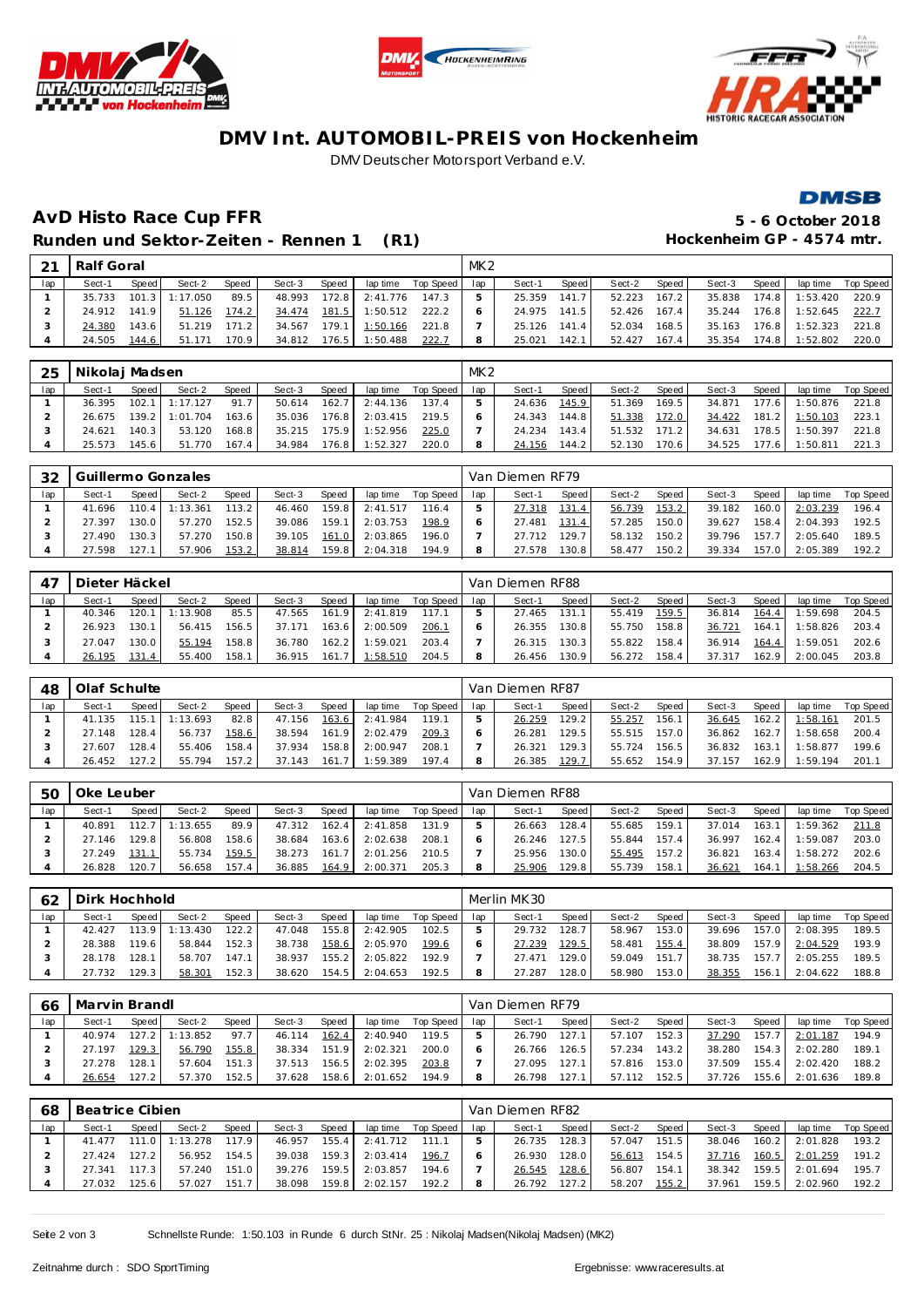# DMV Int. AUTOMOBIL-PREIS von Hockenheim

DMV Deutscher Motorsport Verband e.V.

## AvD Histo Race Cup FFR

**5 - 6 October 2018**

### Runden und Sektor-Zeiten - Rennen 1 (R1)

**Hockenheim GP - 4574 mtr.**

| 21 | Ralf Goral | | | | | | | MK2 | | | | | | | | |
|---|---|---|---|---|---|---|---|---|---|---|---|---|---|---|---|---|
| lap | Sect-1 | Speed | Sect-2 | Speed | Sect-3 | Speed | lap time | Top Speed | lap | Sect-1 | Speed | Sect-2 | Speed | Sect-3 | Speed | lap time | Top Speed |
| 1 | 35.733 | 101.3 | 1:17.050 | 89.5 | 48.993 | 172.8 | 2:41.776 | 147.3 | 5 | 25.359 | 141.7 | 52.223 | 167.2 | 35.838 | 174.8 | 1:53.420 | 220.9 |
| 2 | 24.912 | 141.9 | 51.126 | 174.2 | 34.474 | 181.5 | 1:50.512 | 222.2 | 6 | 24.975 | 141.5 | 52.426 | 167.4 | 35.244 | 176.8 | 1:52.645 | 222.7 |
| 3 | 24.380 | 143.6 | 51.219 | 171.2 | 34.567 | 179.1 | 1:50.166 | 221.8 | 7 | 25.126 | 141.4 | 52.034 | 168.5 | 35.163 | 176.8 | 1:52.323 | 221.8 |
| 4 | 24.505 | 144.6 | 51.171 | 170.9 | 34.812 | 176.5 | 1:50.488 | 222.7 | 8 | 25.021 | 142.1 | 52.427 | 167.4 | 35.354 | 174.8 | 1:52.802 | 220.0 |

| 25 | Nikolaj Madsen | | | | | | | MK2 | | | | | | | | |
|---|---|---|---|---|---|---|---|---|---|---|---|---|---|---|---|---|
| lap | Sect-1 | Speed | Sect-2 | Speed | Sect-3 | Speed | lap time | Top Speed | lap | Sect-1 | Speed | Sect-2 | Speed | Sect-3 | Speed | lap time | Top Speed |
| 1 | 36.395 | 102.1 | 1:17.127 | 91.7 | 50.614 | 162.7 | 2:44.136 | 137.4 | 5 | 24.636 | 145.9 | 51.369 | 169.5 | 34.871 | 177.6 | 1:50.876 | 221.8 |
| 2 | 26.675 | 139.2 | 1:01.704 | 163.6 | 35.036 | 176.8 | 2:03.415 | 219.5 | 6 | 24.343 | 144.8 | 51.338 | 172.0 | 34.422 | 181.2 | 1:50.103 | 223.1 |
| 3 | 24.621 | 140.3 | 53.120 | 168.8 | 35.215 | 175.9 | 1:52.956 | 225.0 | 7 | 24.234 | 143.4 | 51.532 | 171.2 | 34.631 | 178.5 | 1:50.397 | 221.8 |
| 4 | 25.573 | 145.6 | 51.770 | 167.4 | 34.984 | 176.8 | 1:52.327 | 220.0 | 8 | 24.156 | 144.2 | 52.130 | 170.6 | 34.525 | 177.6 | 1:50.811 | 221.3 |

| 32 | Guillermo Gonzales | | | | | | | Van Diemen RF79 | | | | | | | | |
|---|---|---|---|---|---|---|---|---|---|---|---|---|---|---|---|---|
| lap | Sect-1 | Speed | Sect-2 | Speed | Sect-3 | Speed | lap time | Top Speed | lap | Sect-1 | Speed | Sect-2 | Speed | Sect-3 | Speed | lap time | Top Speed |
| 1 | 41.696 | 110.4 | 1:13.361 | 113.2 | 46.460 | 159.8 | 2:41.517 | 116.4 | 5 | 27.318 | 131.4 | 56.739 | 153.2 | 39.182 | 160.0 | 2:03.239 | 196.4 |
| 2 | 27.397 | 130.0 | 57.270 | 152.5 | 39.086 | 159.1 | 2:03.753 | 198.9 | 6 | 27.481 | 131.4 | 57.285 | 150.0 | 39.627 | 158.4 | 2:04.393 | 192.5 |
| 3 | 27.490 | 130.3 | 57.270 | 150.8 | 39.105 | 161.0 | 2:03.865 | 196.0 | 7 | 27.712 | 129.7 | 58.132 | 150.2 | 39.796 | 157.7 | 2:05.640 | 189.5 |
| 4 | 27.598 | 127.1 | 57.906 | 153.2 | 38.814 | 159.8 | 2:04.318 | 194.9 | 8 | 27.578 | 130.8 | 58.477 | 150.2 | 39.334 | 157.0 | 2:05.389 | 192.2 |

| 47 | Dieter Häckel | | | | | | | Van Diemen RF88 | | | | | | | | |
|---|---|---|---|---|---|---|---|---|---|---|---|---|---|---|---|---|
| lap | Sect-1 | Speed | Sect-2 | Speed | Sect-3 | Speed | lap time | Top Speed | lap | Sect-1 | Speed | Sect-2 | Speed | Sect-3 | Speed | lap time | Top Speed |
| 1 | 40.346 | 120.1 | 1:13.908 | 85.5 | 47.565 | 161.9 | 2:41.819 | 117.1 | 5 | 27.465 | 131.1 | 55.419 | 159.5 | 36.814 | 164.4 | 1:59.698 | 204.5 |
| 2 | 26.923 | 130.1 | 56.415 | 156.5 | 37.171 | 163.6 | 2:00.509 | 206.1 | 6 | 26.355 | 130.8 | 55.750 | 158.8 | 36.721 | 164.1 | 1:58.826 | 203.4 |
| 3 | 27.047 | 130.0 | 55.194 | 158.8 | 36.780 | 162.2 | 1:59.021 | 203.4 | 7 | 26.315 | 130.3 | 55.822 | 158.4 | 36.914 | 164.4 | 1:59.051 | 202.6 |
| 4 | 26.195 | 131.4 | 55.400 | 158.1 | 36.915 | 161.7 | 1:58.510 | 204.5 | 8 | 26.456 | 130.9 | 56.272 | 158.4 | 37.317 | 162.9 | 2:00.045 | 203.8 |

| 48 | Olaf Schulte | | | | | | | Van Diemen RF87 | | | | | | | | |
|---|---|---|---|---|---|---|---|---|---|---|---|---|---|---|---|---|
| lap | Sect-1 | Speed | Sect-2 | Speed | Sect-3 | Speed | lap time | Top Speed | lap | Sect-1 | Speed | Sect-2 | Speed | Sect-3 | Speed | lap time | Top Speed |
| 1 | 41.135 | 115.1 | 1:13.693 | 82.8 | 47.156 | 163.6 | 2:41.984 | 119.1 | 5 | 26.259 | 129.2 | 55.257 | 156.1 | 36.645 | 162.2 | 1:58.161 | 201.5 |
| 2 | 27.148 | 128.4 | 56.737 | 158.6 | 38.594 | 161.9 | 2:02.479 | 209.3 | 6 | 26.281 | 129.5 | 55.515 | 157.0 | 36.862 | 162.7 | 1:58.658 | 200.4 |
| 3 | 27.607 | 128.4 | 55.406 | 158.4 | 37.934 | 158.8 | 2:00.947 | 208.1 | 7 | 26.321 | 129.3 | 55.724 | 156.5 | 36.832 | 163.1 | 1:58.877 | 199.6 |
| 4 | 26.452 | 127.2 | 55.794 | 157.2 | 37.143 | 161.7 | 1:59.389 | 197.4 | 8 | 26.385 | 129.7 | 55.652 | 154.9 | 37.157 | 162.9 | 1:59.194 | 201.1 |

| 50 | Oke Leuber | | | | | | | Van Diemen RF88 | | | | | | | | |
|---|---|---|---|---|---|---|---|---|---|---|---|---|---|---|---|---|
| lap | Sect-1 | Speed | Sect-2 | Speed | Sect-3 | Speed | lap time | Top Speed | lap | Sect-1 | Speed | Sect-2 | Speed | Sect-3 | Speed | lap time | Top Speed |
| 1 | 40.891 | 112.7 | 1:13.655 | 89.9 | 47.312 | 162.4 | 2:41.858 | 131.9 | 5 | 26.663 | 128.4 | 55.685 | 159.1 | 37.014 | 163.1 | 1:59.362 | 211.8 |
| 2 | 27.146 | 129.8 | 56.808 | 158.6 | 38.684 | 163.6 | 2:02.638 | 208.1 | 6 | 26.246 | 127.5 | 55.844 | 157.4 | 36.997 | 162.4 | 1:59.087 | 203.0 |
| 3 | 27.249 | 131.1 | 55.734 | 159.5 | 38.273 | 161.7 | 2:01.256 | 210.5 | 7 | 25.956 | 130.0 | 55.495 | 157.2 | 36.821 | 163.4 | 1:58.272 | 202.6 |
| 4 | 26.828 | 120.7 | 56.658 | 157.4 | 36.885 | 164.9 | 2:00.371 | 205.3 | 8 | 25.906 | 129.8 | 55.739 | 158.1 | 36.621 | 164.1 | 1:58.266 | 204.5 |

| 62 | Dirk Hochhold | | | | | | | Merlin MK30 | | | | | | | | |
|---|---|---|---|---|---|---|---|---|---|---|---|---|---|---|---|---|
| lap | Sect-1 | Speed | Sect-2 | Speed | Sect-3 | Speed | lap time | Top Speed | lap | Sect-1 | Speed | Sect-2 | Speed | Sect-3 | Speed | lap time | Top Speed |
| 1 | 42.427 | 113.9 | 1:13.430 | 122.2 | 47.048 | 155.8 | 2:42.905 | 102.5 | 5 | 29.732 | 128.7 | 58.967 | 153.0 | 39.696 | 157.0 | 2:08.395 | 189.5 |
| 2 | 28.388 | 119.6 | 58.844 | 152.3 | 38.738 | 158.6 | 2:05.970 | 199.6 | 6 | 27.239 | 129.5 | 58.481 | 155.4 | 38.809 | 157.9 | 2:04.529 | 193.9 |
| 3 | 28.178 | 128.1 | 58.707 | 147.1 | 38.937 | 155.2 | 2:05.822 | 192.9 | 7 | 27.471 | 129.0 | 59.049 | 151.7 | 38.735 | 157.7 | 2:05.255 | 189.5 |
| 4 | 27.732 | 129.3 | 58.301 | 152.3 | 38.620 | 154.5 | 2:04.653 | 192.5 | 8 | 27.287 | 128.0 | 58.980 | 153.0 | 38.355 | 156.1 | 2:04.622 | 188.8 |

| 66 | Marvin Brandl | | | | | | | Van Diemen RF79 | | | | | | | | |
|---|---|---|---|---|---|---|---|---|---|---|---|---|---|---|---|---|
| lap | Sect-1 | Speed | Sect-2 | Speed | Sect-3 | Speed | lap time | Top Speed | lap | Sect-1 | Speed | Sect-2 | Speed | Sect-3 | Speed | lap time | Top Speed |
| 1 | 40.974 | 127.2 | 1:13.852 | 97.7 | 46.114 | 162.4 | 2:40.940 | 119.5 | 5 | 26.790 | 127.1 | 57.107 | 152.3 | 37.290 | 157.7 | 2:01.187 | 194.9 |
| 2 | 27.197 | 129.3 | 56.790 | 155.8 | 38.334 | 151.9 | 2:02.321 | 200.0 | 6 | 26.766 | 126.5 | 57.234 | 143.2 | 38.280 | 154.3 | 2:02.280 | 189.1 |
| 3 | 27.278 | 128.1 | 57.604 | 151.3 | 37.513 | 156.5 | 2:02.395 | 203.8 | 7 | 27.095 | 127.1 | 57.816 | 153.0 | 37.509 | 155.4 | 2:02.420 | 188.2 |
| 4 | 26.654 | 127.2 | 57.370 | 152.5 | 37.628 | 158.6 | 2:01.652 | 194.9 | 8 | 26.798 | 127.1 | 57.112 | 152.5 | 37.726 | 155.6 | 2:01.636 | 189.8 |

| 68 | Beatrice Cibien | | | | | | | Van Diemen RF82 | | | | | | | | |
|---|---|---|---|---|---|---|---|---|---|---|---|---|---|---|---|---|
| lap | Sect-1 | Speed | Sect-2 | Speed | Sect-3 | Speed | lap time | Top Speed | lap | Sect-1 | Speed | Sect-2 | Speed | Sect-3 | Speed | lap time | Top Speed |
| 1 | 41.477 | 111.0 | 1:13.278 | 117.9 | 46.957 | 155.4 | 2:41.712 | 111.1 | 5 | 26.735 | 128.3 | 57.047 | 151.5 | 38.046 | 160.2 | 2:01.828 | 193.2 |
| 2 | 27.424 | 127.2 | 56.952 | 154.5 | 39.038 | 159.3 | 2:03.414 | 196.7 | 6 | 26.930 | 128.0 | 56.613 | 154.5 | 37.716 | 160.5 | 2:01.259 | 191.2 |
| 3 | 27.341 | 117.3 | 57.240 | 151.0 | 39.276 | 159.5 | 2:03.857 | 194.6 | 7 | 26.545 | 128.6 | 56.807 | 154.1 | 38.342 | 159.5 | 2:01.694 | 195.7 |
| 4 | 27.032 | 125.6 | 57.027 | 151.7 | 38.098 | 159.8 | 2:02.157 | 192.2 | 8 | 26.792 | 127.2 | 58.207 | 155.2 | 37.961 | 159.5 | 2:02.960 | 192.2 |

Schnellste Runde: 1:50.103 in Runde 6 durch StNr. 25 : Nikolaj Madsen(Nikolaj Madsen) (MK2)

Zeitnahme durch : SDO SportTiming

Ergebnisse: www.raceresults.at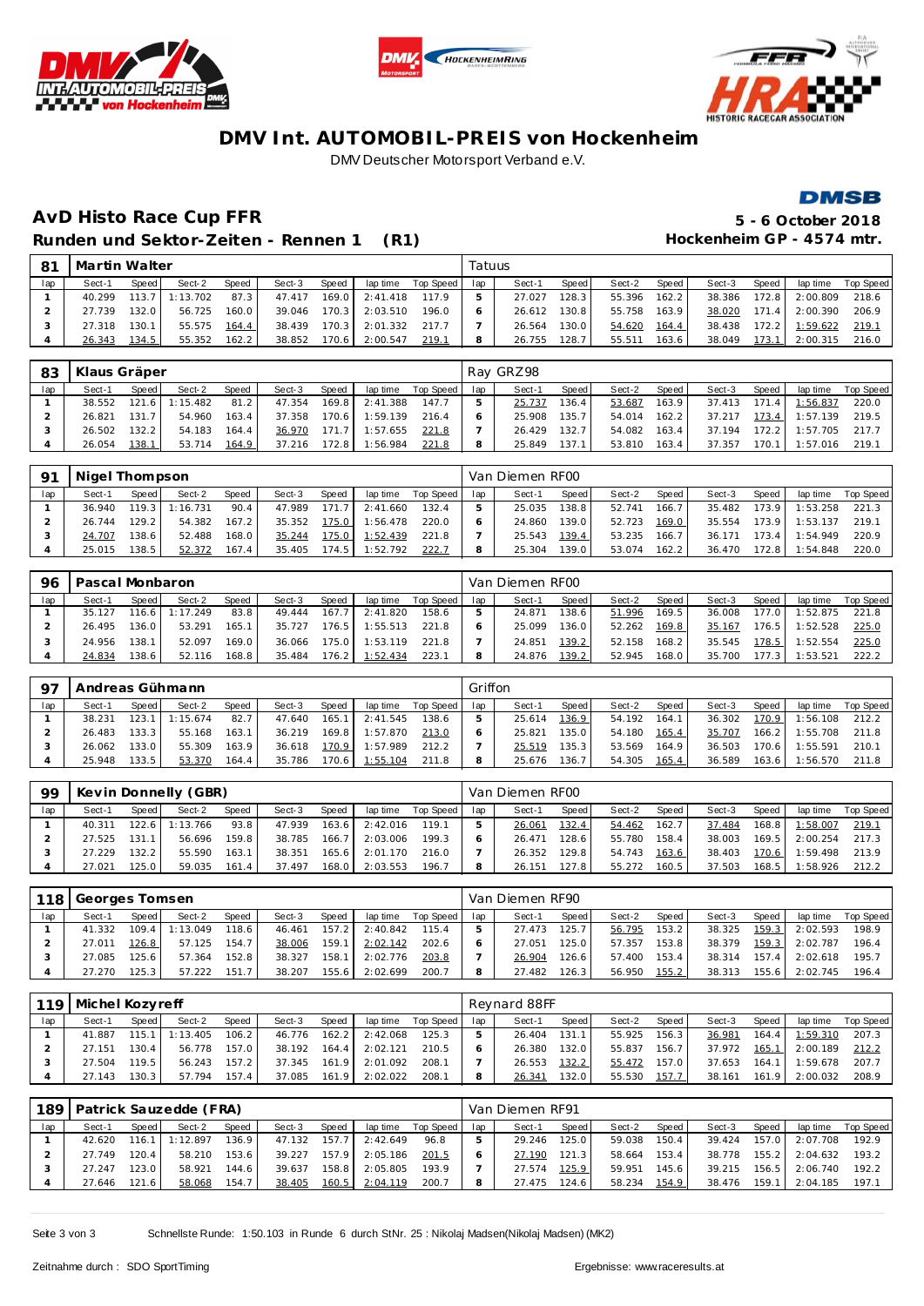# DMV Int. AUTOMOBIL-PREIS von Hockenheim

DMV Deutscher Motorsport Verband e.V.

## AvD Histo Race Cup FFR

**5 - 6 October 2018**

### Runden und Sektor-Zeiten - Rennen 1 (R1)

**Hockenheim GP - 4574 mtr.**

| 81 | Martin Walter | | | | | | | Tatuus | | | | | | | | |
|---|---|---|---|---|---|---|---|---|---|---|---|---|---|---|---|---|
| lap | Sect-1 | Speed | Sect-2 | Speed | Sect-3 | Speed | lap time | Top Speed | lap | Sect-1 | Speed | Sect-2 | Speed | Sect-3 | Speed | lap time | Top Speed |
| 1 | 40.299 | 113.7 | 1:13.702 | 87.3 | 47.417 | 169.0 | 2:41.418 | 117.9 | 5 | 27.027 | 128.3 | 55.396 | 162.2 | 38.386 | 172.8 | 2:00.809 | 218.6 |
| 2 | 27.739 | 132.0 | 56.725 | 160.0 | 39.046 | 170.3 | 2:03.510 | 196.0 | 6 | 26.612 | 130.8 | 55.758 | 163.9 | 38.020 | 171.4 | 2:00.390 | 206.9 |
| 3 | 27.318 | 130.1 | 55.575 | 164.4 | 38.439 | 170.3 | 2:01.332 | 217.7 | 7 | 26.564 | 130.0 | 54.620 | 164.4 | 38.438 | 172.2 | 1:59.622 | 219.1 |
| 4 | 26.343 | 134.5 | 55.352 | 162.2 | 38.852 | 170.6 | 2:00.547 | 219.1 | 8 | 26.755 | 128.7 | 55.511 | 163.6 | 38.049 | 173.1 | 2:00.315 | 216.0 |

| 83 | Klaus Gräper | | | | | | | Ray GRZ98 | | | | | | | | |
|---|---|---|---|---|---|---|---|---|---|---|---|---|---|---|---|---|
| lap | Sect-1 | Speed | Sect-2 | Speed | Sect-3 | Speed | lap time | Top Speed | lap | Sect-1 | Speed | Sect-2 | Speed | Sect-3 | Speed | lap time | Top Speed |
| 1 | 38.552 | 121.6 | 1:15.482 | 81.2 | 47.354 | 169.8 | 2:41.388 | 147.7 | 5 | 25.737 | 136.4 | 53.687 | 163.9 | 37.413 | 171.4 | 1:56.837 | 220.0 |
| 2 | 26.821 | 131.7 | 54.960 | 163.4 | 37.358 | 170.6 | 1:59.139 | 216.4 | 6 | 25.908 | 135.7 | 54.014 | 162.2 | 37.217 | 173.4 | 1:57.139 | 219.5 |
| 3 | 26.502 | 132.2 | 54.183 | 164.4 | 36.970 | 171.7 | 1:57.655 | 221.8 | 7 | 26.429 | 132.7 | 54.082 | 163.4 | 37.194 | 172.2 | 1:57.705 | 217.7 |
| 4 | 26.054 | 138.1 | 53.714 | 164.9 | 37.216 | 172.8 | 1:56.984 | 221.8 | 8 | 25.849 | 137.1 | 53.810 | 163.4 | 37.357 | 170.1 | 1:57.016 | 219.1 |

| 91 | Nigel Thompson | | | | | | | Van Diemen RF00 | | | | | | | | |
|---|---|---|---|---|---|---|---|---|---|---|---|---|---|---|---|---|
| lap | Sect-1 | Speed | Sect-2 | Speed | Sect-3 | Speed | lap time | Top Speed | lap | Sect-1 | Speed | Sect-2 | Speed | Sect-3 | Speed | lap time | Top Speed |
| 1 | 36.940 | 119.3 | 1:16.731 | 90.4 | 47.989 | 171.7 | 2:41.660 | 132.4 | 5 | 25.035 | 138.8 | 52.741 | 166.7 | 35.482 | 173.9 | 1:53.258 | 221.3 |
| 2 | 26.744 | 129.2 | 54.382 | 167.2 | 35.352 | 175.0 | 1:56.478 | 220.0 | 6 | 24.860 | 139.0 | 52.723 | 169.0 | 35.554 | 173.9 | 1:53.137 | 219.1 |
| 3 | 24.707 | 138.6 | 52.488 | 168.0 | 35.244 | 175.0 | 1:52.439 | 221.8 | 7 | 25.543 | 139.4 | 53.235 | 166.7 | 36.171 | 173.4 | 1:54.949 | 220.9 |
| 4 | 25.015 | 138.5 | 52.372 | 167.4 | 35.405 | 174.5 | 1:52.792 | 222.7 | 8 | 25.304 | 139.0 | 53.074 | 162.2 | 36.470 | 172.8 | 1:54.848 | 220.0 |

| 96 | Pascal Monbaron | | | | | | | Van Diemen RF00 | | | | | | | | |
|---|---|---|---|---|---|---|---|---|---|---|---|---|---|---|---|---|
| lap | Sect-1 | Speed | Sect-2 | Speed | Sect-3 | Speed | lap time | Top Speed | lap | Sect-1 | Speed | Sect-2 | Speed | Sect-3 | Speed | lap time | Top Speed |
| 1 | 35.127 | 116.6 | 1:17.249 | 83.8 | 49.444 | 167.7 | 2:41.820 | 158.6 | 5 | 24.871 | 138.6 | 51.996 | 169.5 | 36.008 | 177.0 | 1:52.875 | 221.8 |
| 2 | 26.495 | 136.0 | 53.291 | 165.1 | 35.727 | 176.5 | 1:55.513 | 221.8 | 6 | 25.099 | 136.0 | 52.262 | 169.8 | 35.167 | 176.5 | 1:52.528 | 225.0 |
| 3 | 24.956 | 138.1 | 52.097 | 169.0 | 36.066 | 175.0 | 1:53.119 | 221.8 | 7 | 24.851 | 139.2 | 52.158 | 168.2 | 35.545 | 178.5 | 1:52.554 | 225.0 |
| 4 | 24.834 | 138.6 | 52.116 | 168.8 | 35.484 | 176.2 | 1:52.434 | 223.1 | 8 | 24.876 | 139.2 | 52.945 | 168.0 | 35.700 | 177.3 | 1:53.521 | 222.2 |

| 97 | Andreas Gühmann | | | | | | | Griffon | | | | | | | | |
|---|---|---|---|---|---|---|---|---|---|---|---|---|---|---|---|---|
| lap | Sect-1 | Speed | Sect-2 | Speed | Sect-3 | Speed | lap time | Top Speed | lap | Sect-1 | Speed | Sect-2 | Speed | Sect-3 | Speed | lap time | Top Speed |
| 1 | 38.231 | 123.1 | 1:15.674 | 82.7 | 47.640 | 165.1 | 2:41.545 | 138.6 | 5 | 25.614 | 136.9 | 54.192 | 164.1 | 36.302 | 170.9 | 1:56.108 | 212.2 |
| 2 | 26.483 | 133.3 | 55.168 | 163.1 | 36.219 | 169.8 | 1:57.870 | 213.0 | 6 | 25.821 | 135.0 | 54.180 | 165.4 | 35.707 | 166.2 | 1:55.708 | 211.8 |
| 3 | 26.062 | 133.0 | 55.309 | 163.9 | 36.618 | 170.9 | 1:57.989 | 212.2 | 7 | 25.519 | 135.3 | 53.569 | 164.9 | 36.503 | 170.6 | 1:55.591 | 210.1 |
| 4 | 25.948 | 133.5 | 53.370 | 164.4 | 35.786 | 170.6 | 1:55.104 | 211.8 | 8 | 25.676 | 136.7 | 54.305 | 165.4 | 36.589 | 163.6 | 1:56.570 | 211.8 |

| 99 | Kevin Donnelly (GBR) | | | | | | | Van Diemen RF00 | | | | | | | | |
|---|---|---|---|---|---|---|---|---|---|---|---|---|---|---|---|---|
| lap | Sect-1 | Speed | Sect-2 | Speed | Sect-3 | Speed | lap time | Top Speed | lap | Sect-1 | Speed | Sect-2 | Speed | Sect-3 | Speed | lap time | Top Speed |
| 1 | 40.311 | 122.6 | 1:13.766 | 93.8 | 47.939 | 163.6 | 2:42.016 | 119.1 | 5 | 26.061 | 132.4 | 54.462 | 162.7 | 37.484 | 168.8 | 1:58.007 | 219.1 |
| 2 | 27.525 | 131.1 | 56.696 | 159.8 | 38.785 | 166.7 | 2:03.006 | 199.3 | 6 | 26.471 | 128.6 | 55.780 | 158.4 | 38.003 | 169.5 | 2:00.254 | 217.3 |
| 3 | 27.229 | 132.2 | 55.590 | 163.1 | 38.351 | 165.6 | 2:01.170 | 216.0 | 7 | 26.352 | 129.8 | 54.743 | 163.6 | 38.403 | 170.6 | 1:59.498 | 213.9 |
| 4 | 27.021 | 125.0 | 59.035 | 161.4 | 37.497 | 168.0 | 2:03.553 | 196.7 | 8 | 26.151 | 127.8 | 55.272 | 160.5 | 37.503 | 168.5 | 1:58.926 | 212.2 |

| 118 | Georges Tomsen | | | | | | | Van Diemen RF90 | | | | | | | | |
|---|---|---|---|---|---|---|---|---|---|---|---|---|---|---|---|---|
| lap | Sect-1 | Speed | Sect-2 | Speed | Sect-3 | Speed | lap time | Top Speed | lap | Sect-1 | Speed | Sect-2 | Speed | Sect-3 | Speed | lap time | Top Speed |
| 1 | 41.332 | 109.4 | 1:13.053 | 118.6 | 46.461 | 157.2 | 2:40.842 | 115.4 | 5 | 27.473 | 125.7 | 56.795 | 153.2 | 38.325 | 159.3 | 2:02.593 | 198.9 |
| 2 | 27.011 | 126.8 | 57.125 | 154.7 | 38.006 | 159.1 | 2:02.142 | 202.6 | 6 | 27.051 | 125.0 | 57.357 | 153.8 | 38.379 | 159.3 | 2:02.787 | 196.4 |
| 3 | 27.085 | 125.6 | 57.364 | 152.8 | 38.327 | 158.1 | 2:02.776 | 203.8 | 7 | 26.904 | 126.6 | 57.400 | 153.4 | 38.314 | 157.4 | 2:02.618 | 195.7 |
| 4 | 27.270 | 125.3 | 57.222 | 151.7 | 38.207 | 155.6 | 2:02.699 | 200.7 | 8 | 27.482 | 126.3 | 56.950 | 155.2 | 38.313 | 155.6 | 2:02.745 | 196.4 |

| 119 | Michel Kozyreff | | | | | | | Reynard 88FF | | | | | | | | |
|---|---|---|---|---|---|---|---|---|---|---|---|---|---|---|---|---|
| lap | Sect-1 | Speed | Sect-2 | Speed | Sect-3 | Speed | lap time | Top Speed | lap | Sect-1 | Speed | Sect-2 | Speed | Sect-3 | Speed | lap time | Top Speed |
| 1 | 41.887 | 115.1 | 1:13.405 | 106.2 | 46.776 | 162.2 | 2:42.068 | 125.3 | 5 | 26.404 | 131.1 | 55.925 | 156.3 | 36.981 | 164.4 | 1:59.310 | 207.3 |
| 2 | 27.151 | 130.4 | 56.778 | 157.0 | 38.192 | 164.4 | 2:02.121 | 210.5 | 6 | 26.380 | 132.0 | 55.837 | 156.7 | 37.972 | 165.1 | 2:00.189 | 212.2 |
| 3 | 27.504 | 119.5 | 56.243 | 157.2 | 37.345 | 161.9 | 2:01.092 | 208.1 | 7 | 26.553 | 132.2 | 55.472 | 157.0 | 37.653 | 164.1 | 1:59.678 | 207.7 |
| 4 | 27.143 | 130.3 | 57.794 | 157.4 | 37.085 | 161.9 | 2:02.022 | 208.1 | 8 | 26.341 | 132.0 | 55.530 | 157.7 | 38.161 | 161.9 | 2:00.032 | 208.9 |

| 189 | Patrick Sauzedde (FRA) | | | | | | | Van Diemen RF91 | | | | | | | | |
|---|---|---|---|---|---|---|---|---|---|---|---|---|---|---|---|---|
| lap | Sect-1 | Speed | Sect-2 | Speed | Sect-3 | Speed | lap time | Top Speed | lap | Sect-1 | Speed | Sect-2 | Speed | Sect-3 | Speed | lap time | Top Speed |
| 1 | 42.620 | 116.1 | 1:12.897 | 136.9 | 47.132 | 157.7 | 2:42.649 | 96.8 | 5 | 29.246 | 125.0 | 59.038 | 150.4 | 39.424 | 157.0 | 2:07.708 | 192.9 |
| 2 | 27.749 | 120.4 | 58.210 | 153.6 | 39.227 | 157.9 | 2:05.186 | 201.5 | 6 | 27.190 | 121.3 | 58.664 | 153.4 | 38.778 | 155.2 | 2:04.632 | 193.2 |
| 3 | 27.247 | 123.0 | 58.921 | 144.6 | 39.637 | 158.8 | 2:05.805 | 193.9 | 7 | 27.574 | 125.9 | 59.951 | 145.6 | 39.215 | 156.5 | 2:06.740 | 192.2 |
| 4 | 27.646 | 121.6 | 58.068 | 154.7 | 38.405 | 160.5 | 2:04.119 | 200.7 | 8 | 27.475 | 124.6 | 58.234 | 154.9 | 38.476 | 159.1 | 2:04.185 | 197.1 |

Schnellste Runde: 1:50.103 in Runde 6 durch StNr. 25 : Nikolaj Madsen(Nikolaj Madsen) (MK2)

Zeitnahme durch : SDO SportTiming

Ergebnisse: www.raceresults.at